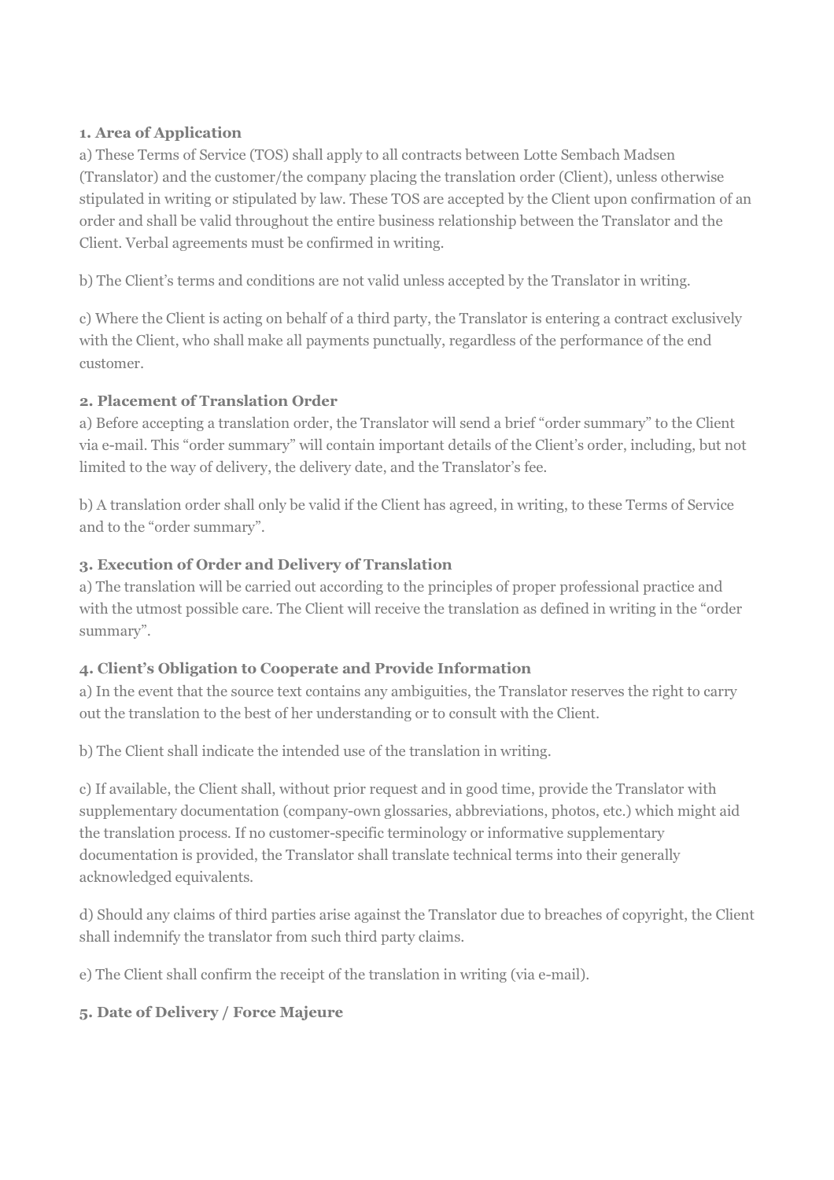**1. Area of Application**

a) These Terms of Service (TOS) shall apply to all contracts between Lotte Sembach Madsen (Translator) and the customer/the company placing the translation order (Client), unless otherwise stipulated in writing or stipulated by law. These TOS are accepted by the Client upon confirmation of an order and shall be valid throughout the entire business relationship between the Translator and the Client. Verbal agreements must be confirmed in writing.

b) The Client's terms and conditions are not valid unless accepted by the Translator in writing.

c) Where the Client is acting on behalf of a third party, the Translator is entering a contract exclusively with the Client, who shall make all payments punctually, regardless of the performance of the end customer.

**2. Placement of Translation Order**

a) Before accepting a translation order, the Translator will send a brief "order summary" to the Client via e-mail. This "order summary" will contain important details of the Client's order, including, but not limited to the way of delivery, the delivery date, and the Translator's fee.

b) A translation order shall only be valid if the Client has agreed, in writing, to these Terms of Service and to the "order summary".

**3. Execution of Order and Delivery of Translation**

a) The translation will be carried out according to the principles of proper professional practice and with the utmost possible care. The Client will receive the translation as defined in writing in the "order summary".

**4. Client's Obligation to Cooperate and Provide Information**

a) In the event that the source text contains any ambiguities, the Translator reserves the right to carry out the translation to the best of her understanding or to consult with the Client.

b) The Client shall indicate the intended use of the translation in writing.

c) If available, the Client shall, without prior request and in good time, provide the Translator with supplementary documentation (company-own glossaries, abbreviations, photos, etc.) which might aid the translation process. If no customer-specific terminology or informative supplementary documentation is provided, the Translator shall translate technical terms into their generally acknowledged equivalents.

d) Should any claims of third parties arise against the Translator due to breaches of copyright, the Client shall indemnify the translator from such third party claims.

e) The Client shall confirm the receipt of the translation in writing (via e-mail).

**5. Date of Delivery / Force Majeure**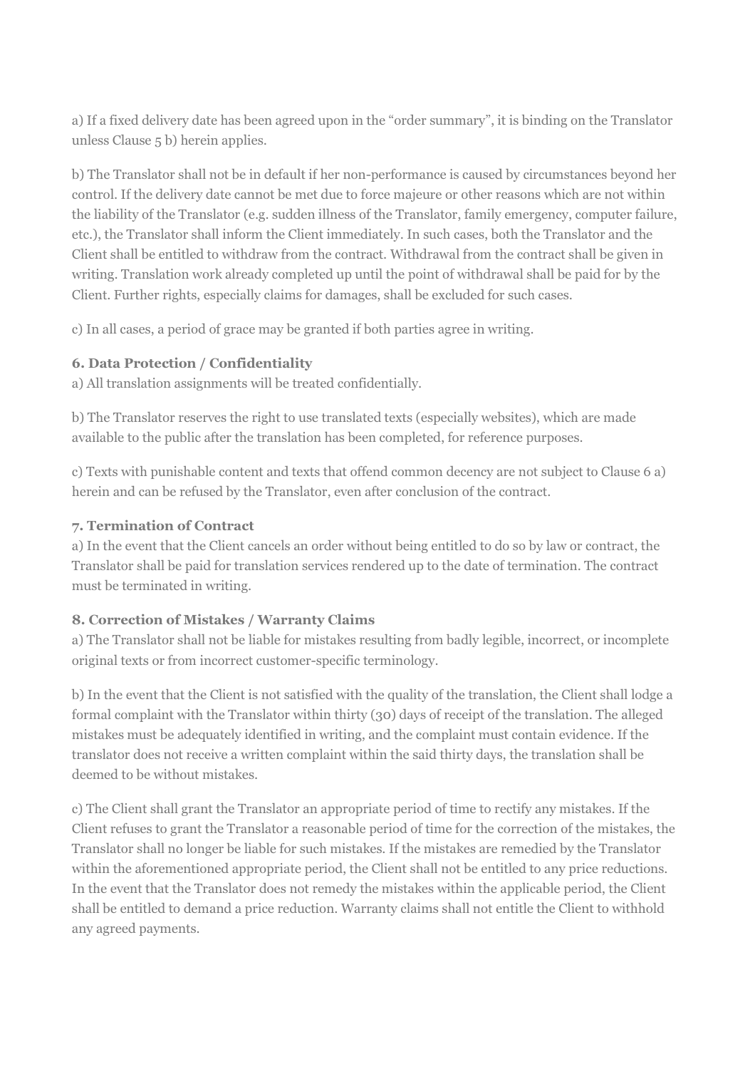a) If a fixed delivery date has been agreed upon in the "order summary", it is binding on the Translator unless Clause 5 b) herein applies.

b) The Translator shall not be in default if her non-performance is caused by circumstances beyond her control. If the delivery date cannot be met due to force majeure or other reasons which are not within the liability of the Translator (e.g. sudden illness of the Translator, family emergency, computer failure, etc.), the Translator shall inform the Client immediately. In such cases, both the Translator and the Client shall be entitled to withdraw from the contract. Withdrawal from the contract shall be given in writing. Translation work already completed up until the point of withdrawal shall be paid for by the Client. Further rights, especially claims for damages, shall be excluded for such cases.

c) In all cases, a period of grace may be granted if both parties agree in writing.

**6. Data Protection / Confidentiality**

a) All translation assignments will be treated confidentially.

b) The Translator reserves the right to use translated texts (especially websites), which are made available to the public after the translation has been completed, for reference purposes.

c) Texts with punishable content and texts that offend common decency are not subject to Clause 6 a) herein and can be refused by the Translator, even after conclusion of the contract.

**7. Termination of Contract**

a) In the event that the Client cancels an order without being entitled to do so by law or contract, the Translator shall be paid for translation services rendered up to the date of termination. The contract must be terminated in writing.

**8. Correction of Mistakes / Warranty Claims**

a) The Translator shall not be liable for mistakes resulting from badly legible, incorrect, or incomplete original texts or from incorrect customer-specific terminology.

b) In the event that the Client is not satisfied with the quality of the translation, the Client shall lodge a formal complaint with the Translator within thirty (30) days of receipt of the translation. The alleged mistakes must be adequately identified in writing, and the complaint must contain evidence. If the translator does not receive a written complaint within the said thirty days, the translation shall be deemed to be without mistakes.

c) The Client shall grant the Translator an appropriate period of time to rectify any mistakes. If the Client refuses to grant the Translator a reasonable period of time for the correction of the mistakes, the Translator shall no longer be liable for such mistakes. If the mistakes are remedied by the Translator within the aforementioned appropriate period, the Client shall not be entitled to any price reductions. In the event that the Translator does not remedy the mistakes within the applicable period, the Client shall be entitled to demand a price reduction. Warranty claims shall not entitle the Client to withhold any agreed payments.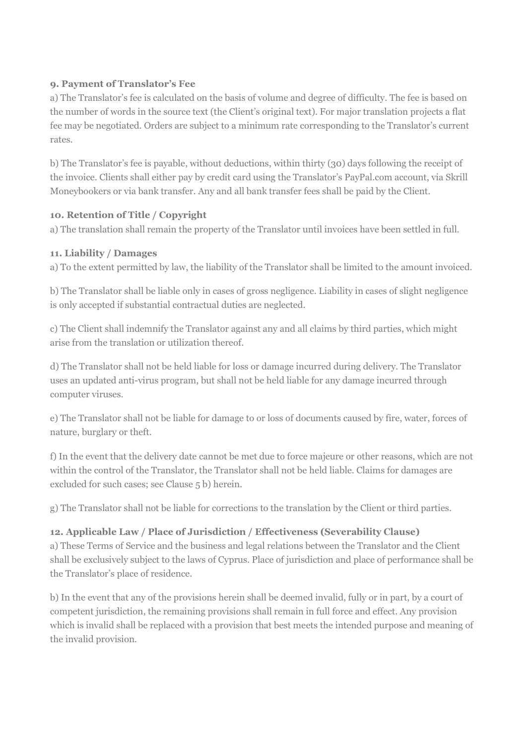**9. Payment of Translator's Fee**

a) The Translator's fee is calculated on the basis of volume and degree of difficulty. The fee is based on the number of words in the source text (the Client's original text). For major translation projects a flat fee may be negotiated. Orders are subject to a minimum rate corresponding to the Translator's current rates.

b) The Translator's fee is payable, without deductions, within thirty (30) days following the receipt of the invoice. Clients shall either pay by credit card using the Translator's PayPal.com account, via Skrill Moneybookers or via bank transfer. Any and all bank transfer fees shall be paid by the Client.

**10. Retention of Title / Copyright**

a) The translation shall remain the property of the Translator until invoices have been settled in full.

**11. Liability / Damages**

a) To the extent permitted by law, the liability of the Translator shall be limited to the amount invoiced.

b) The Translator shall be liable only in cases of gross negligence. Liability in cases of slight negligence is only accepted if substantial contractual duties are neglected.

c) The Client shall indemnify the Translator against any and all claims by third parties, which might arise from the translation or utilization thereof.

d) The Translator shall not be held liable for loss or damage incurred during delivery. The Translator uses an updated anti-virus program, but shall not be held liable for any damage incurred through computer viruses.

e) The Translator shall not be liable for damage to or loss of documents caused by fire, water, forces of nature, burglary or theft.

f) In the event that the delivery date cannot be met due to force majeure or other reasons, which are not within the control of the Translator, the Translator shall not be held liable. Claims for damages are excluded for such cases; see Clause 5 b) herein.

g) The Translator shall not be liable for corrections to the translation by the Client or third parties.

**12. Applicable Law / Place of Jurisdiction / Effectiveness (Severability Clause)**

a) These Terms of Service and the business and legal relations between the Translator and the Client shall be exclusively subject to the laws of Cyprus. Place of jurisdiction and place of performance shall be the Translator's place of residence.

b) In the event that any of the provisions herein shall be deemed invalid, fully or in part, by a court of competent jurisdiction, the remaining provisions shall remain in full force and effect. Any provision which is invalid shall be replaced with a provision that best meets the intended purpose and meaning of the invalid provision.